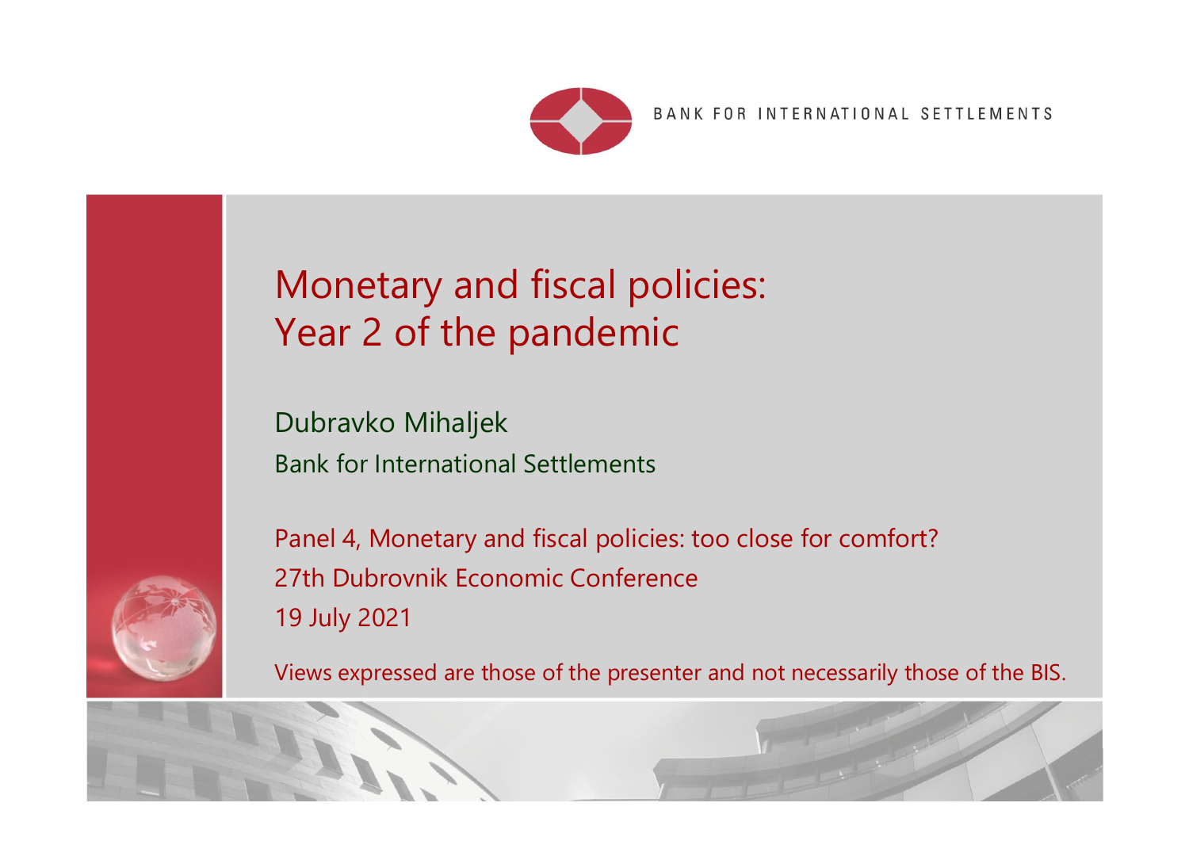BANK FOR INTERNATIONAL SETTLEMENTS

# Monetary and fiscal policies: Year 2 of the pandemic

Dubravko Mihaljek

Bank for International Settlements

Panel 4, Monetary and fiscal policies: too close for comfort?

27th Dubrovnik Economic Conference

19 July 2021

Views expressed are those of the presenter and not necessarily those of the BIS.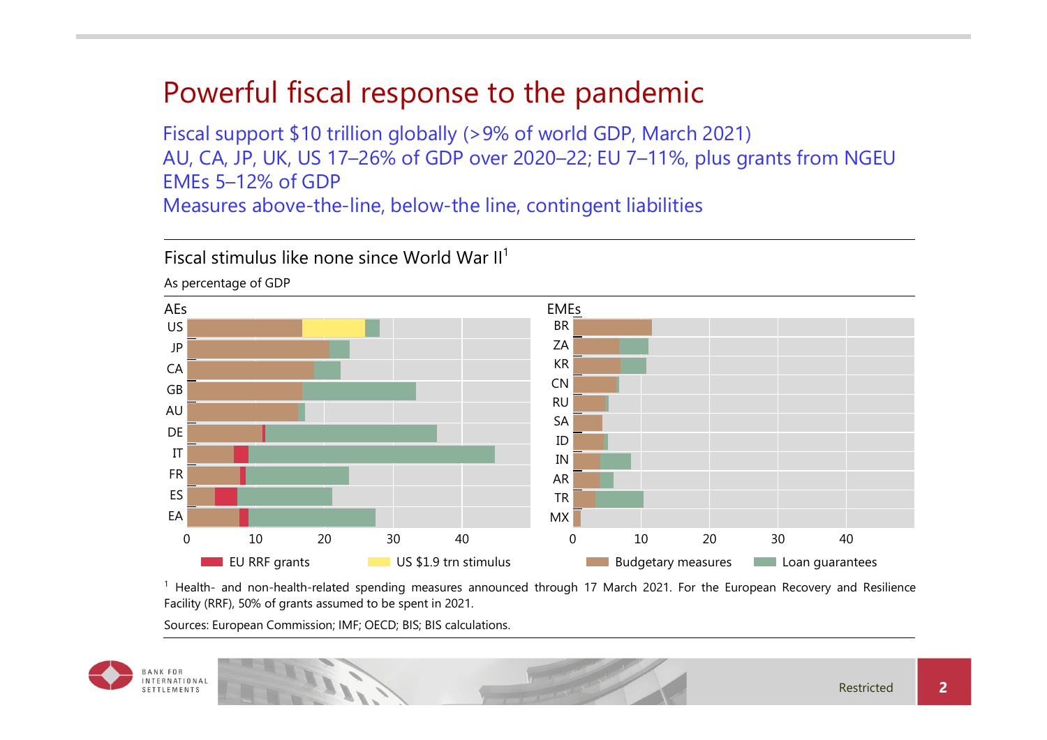# Powerful fiscal response to the pandemic

Fiscal support $10 trillion globally (>9% of world GDP, March 2021)
AU, CA, JP, UK, US 17–26% of GDP over 2020–22; EU 7–11%, plus grants from NGEU
EMEs 5–12% of GDP
Measures above-the-line, below-the line, contingent liabilities

## Fiscal stimulus like none since World War II[1]

As percentage of GDP

AEs: US, JP, CA, GB, AU, DE, IT, FR, ES, EA

EMEs: BR, ZA, KR, CN, RU, SA, ID, IN, AR, TR, MX

0 10 20 30 40

EU RRF grants | US $1.9 trn stimulus | Budgetary measures | Loan guarantees

[1] Health- and non-health-related spending measures announced through 17 March 2021. For the European Recovery and Resilience Facility (RRF), 50% of grants assumed to be spent in 2021.

Sources: European Commission; IMF; OECD; BIS; BIS calculations.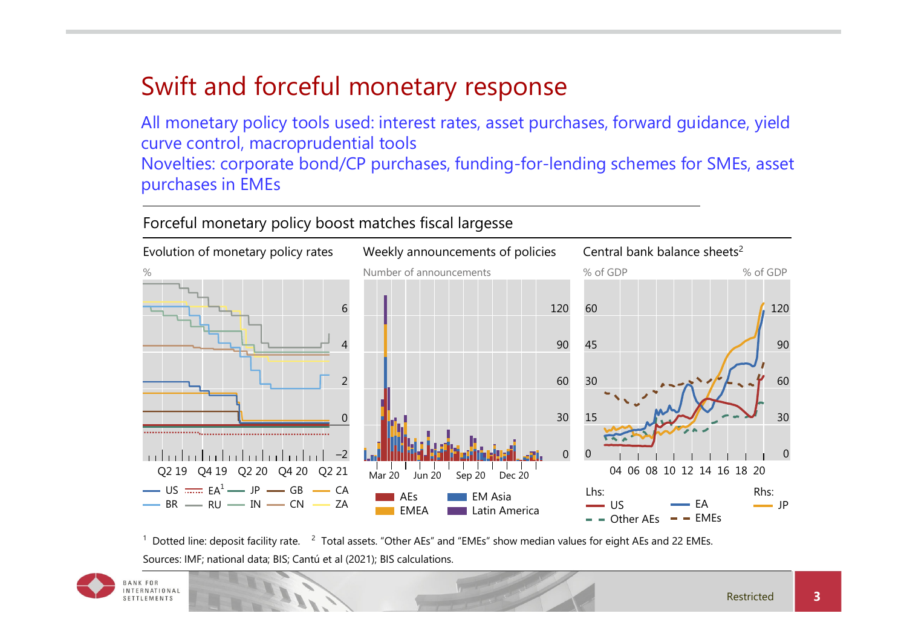# Swift and forceful monetary response

All monetary policy tools used: interest rates, asset purchases, forward guidance, yield curve control, macroprudential tools

Novelties: corporate bond/CP purchases, funding-for-lending schemes for SMEs, asset purchases in EMEs

## Forceful monetary policy boost matches fiscal largesse

**Evolution of monetary policy rates**

%

US, EA[1], JP, GB, CA, BR, RU, IN, CN, ZA

**Weekly announcements of policies**

Number of announcements

AEs, EMEA, EM Asia, Latin America

**Central bank balance sheets[2]**

% of GDP (Lhs: US, EA, Other AEs, EMEs; Rhs: JP)

[1] Dotted line: deposit facility rate. [2] Total assets. "Other AEs" and "EMEs" show median values for eight AEs and 22 EMEs.

Sources: IMF; national data; BIS; Cantú et al (2021); BIS calculations.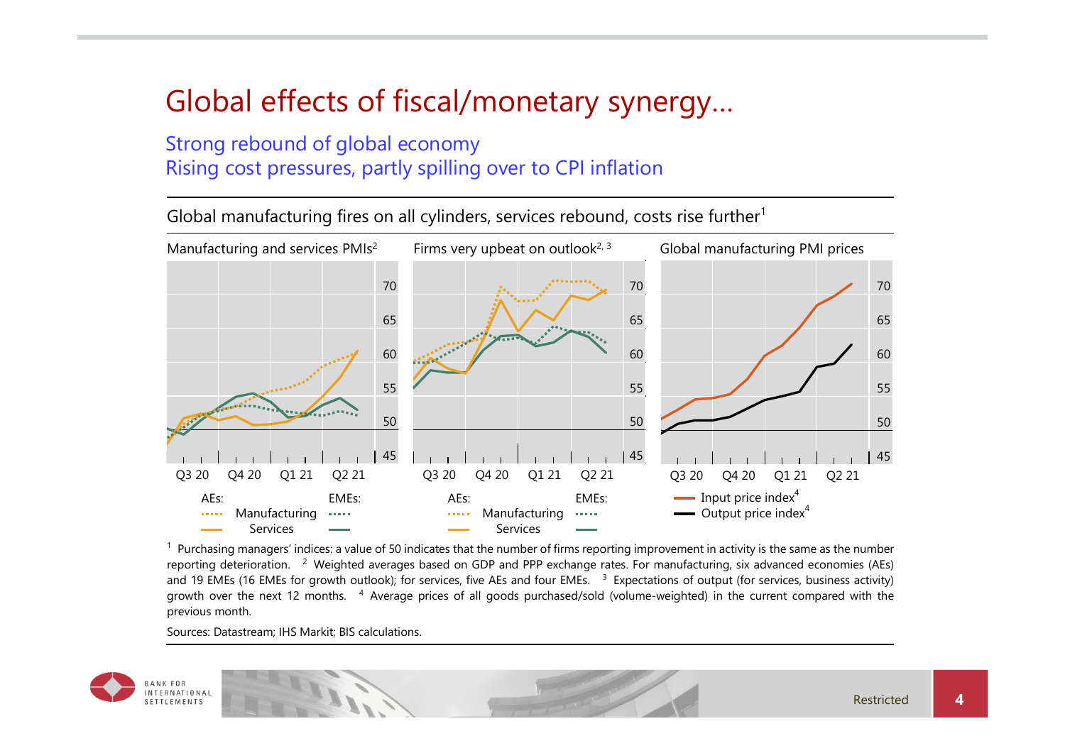# Global effects of fiscal/monetary synergy…

## Strong rebound of global economy
## Rising cost pressures, partly spilling over to CPI inflation

Global manufacturing fires on all cylinders, services rebound, costs rise further[1]

Manufacturing and services PMIs[2]

Firms very upbeat on outlook[2, 3]

Global manufacturing PMI prices

AEs: Manufacturing, Services; EMEs: Manufacturing, Services

Input price index[4]; Output price index[4]

[1] Purchasing managers' indices: a value of 50 indicates that the number of firms reporting improvement in activity is the same as the number reporting deterioration. [2] Weighted averages based on GDP and PPP exchange rates. For manufacturing, six advanced economies (AEs) and 19 EMEs (16 EMEs for growth outlook); for services, five AEs and four EMEs. [3] Expectations of output (for services, business activity) growth over the next 12 months. [4] Average prices of all goods purchased/sold (volume-weighted) in the current compared with the previous month.

Sources: Datastream; IHS Markit; BIS calculations.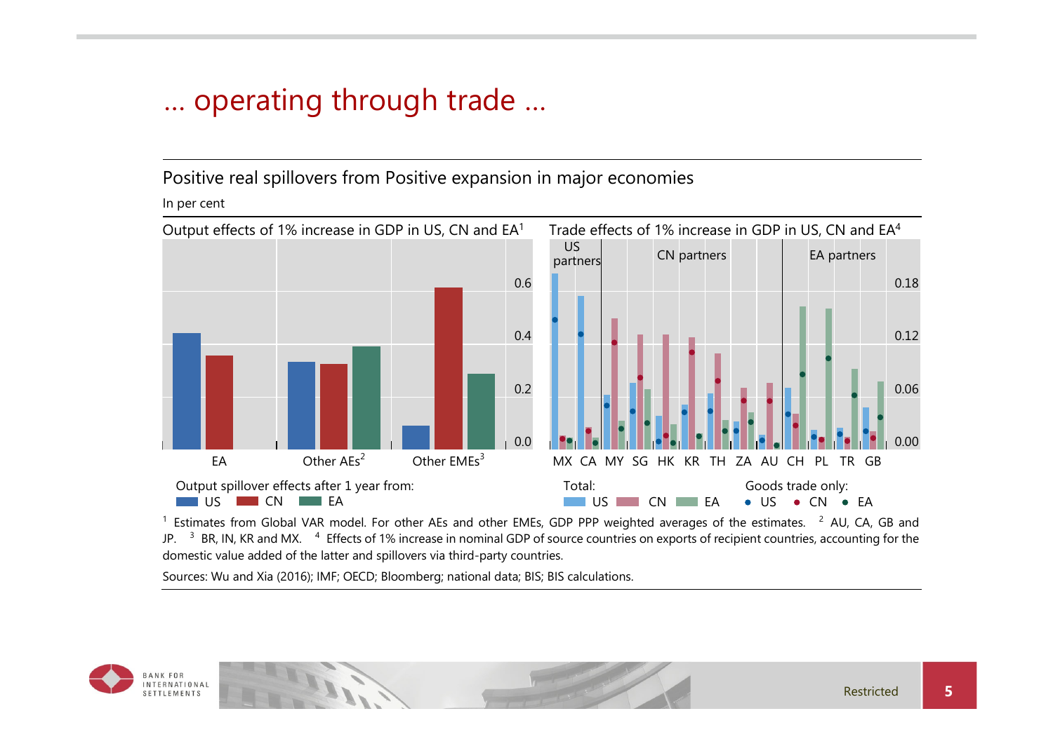# … operating through trade …

## Positive real spillovers from Positive expansion in major economies

In per cent

**Output effects of 1% increase in GDP in US, CN and EA[1]**

Output spillover effects after 1 year from: US, CN, EA

EA | Other AEs[2] | Other EMEs[3]

**Trade effects of 1% increase in GDP in US, CN and EA[4]**

US partners | CN partners | EA partners

MX CA MY SG HK KR TH ZA AU CH PL TR GB

Total: US, CN, EA — Goods trade only: US, CN, EA

[1] Estimates from Global VAR model. For other AEs and other EMEs, GDP PPP weighted averages of the estimates. [2] AU, CA, GB and JP. [3] BR, IN, KR and MX. [4] Effects of 1% increase in nominal GDP of source countries on exports of recipient countries, accounting for the domestic value added of the latter and spillovers via third-party countries.

Sources: Wu and Xia (2016); IMF; OECD; Bloomberg; national data; BIS; BIS calculations.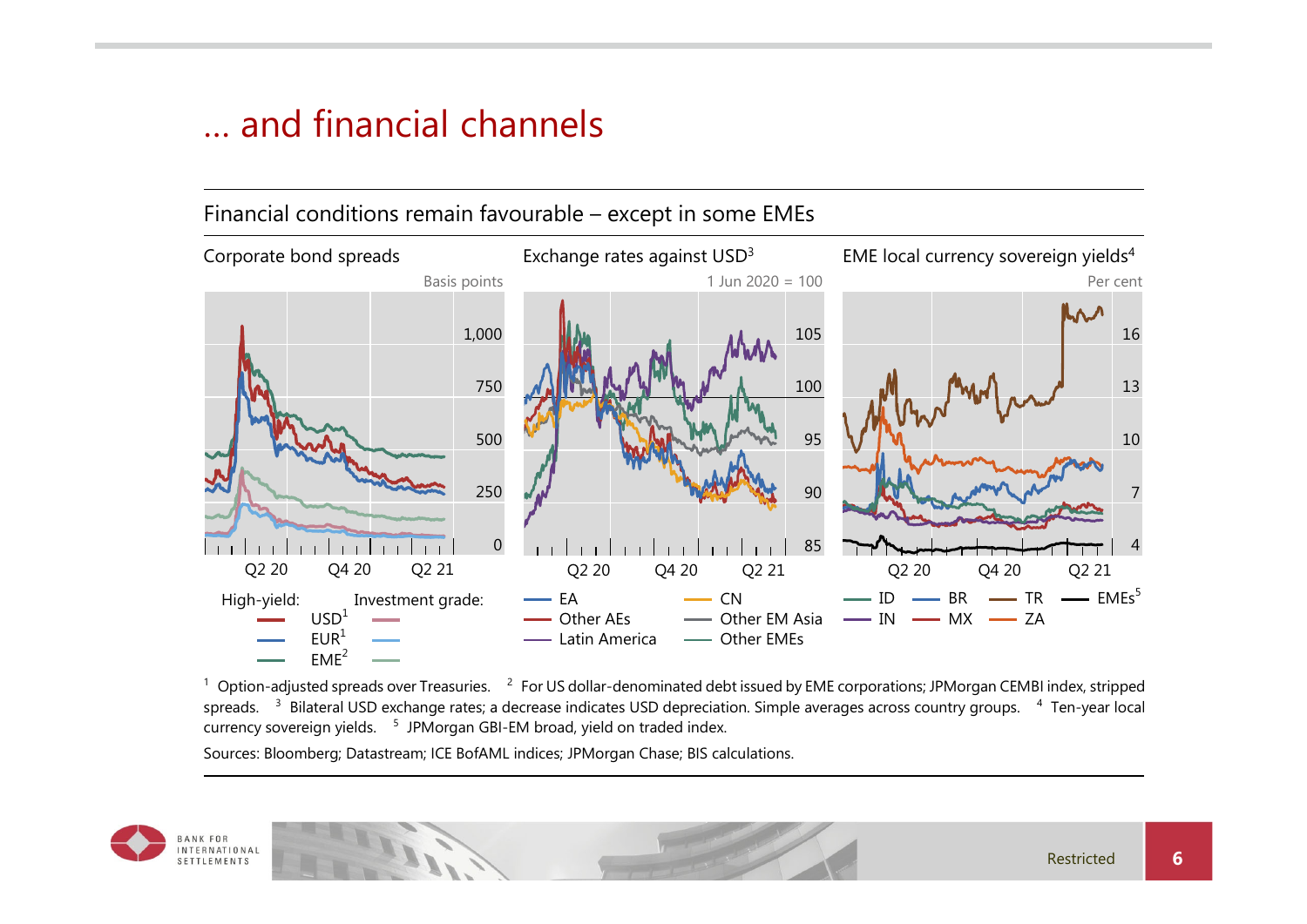# … and financial channels

## Financial conditions remain favourable – except in some EMEs

**Corporate bond spreads**

Basis points

High-yield: USD[1], EUR[1], EME[2]; Investment grade: USD[1], EUR[1], EME[2]

**Exchange rates against USD[3]**

1 Jun 2020 = 100

EA, Other AEs, Latin America, CN, Other EM Asia, Other EMEs

**EME local currency sovereign yields[4]**

Per cent

ID, IN, BR, MX, TR, ZA, EMEs[5]

[1] Option-adjusted spreads over Treasuries. [2] For US dollar-denominated debt issued by EME corporations; JPMorgan CEMBI index, stripped spreads. [3] Bilateral USD exchange rates; a decrease indicates USD depreciation. Simple averages across country groups. [4] Ten-year local currency sovereign yields. [5] JPMorgan GBI-EM broad, yield on traded index.

Sources: Bloomberg; Datastream; ICE BofAML indices; JPMorgan Chase; BIS calculations.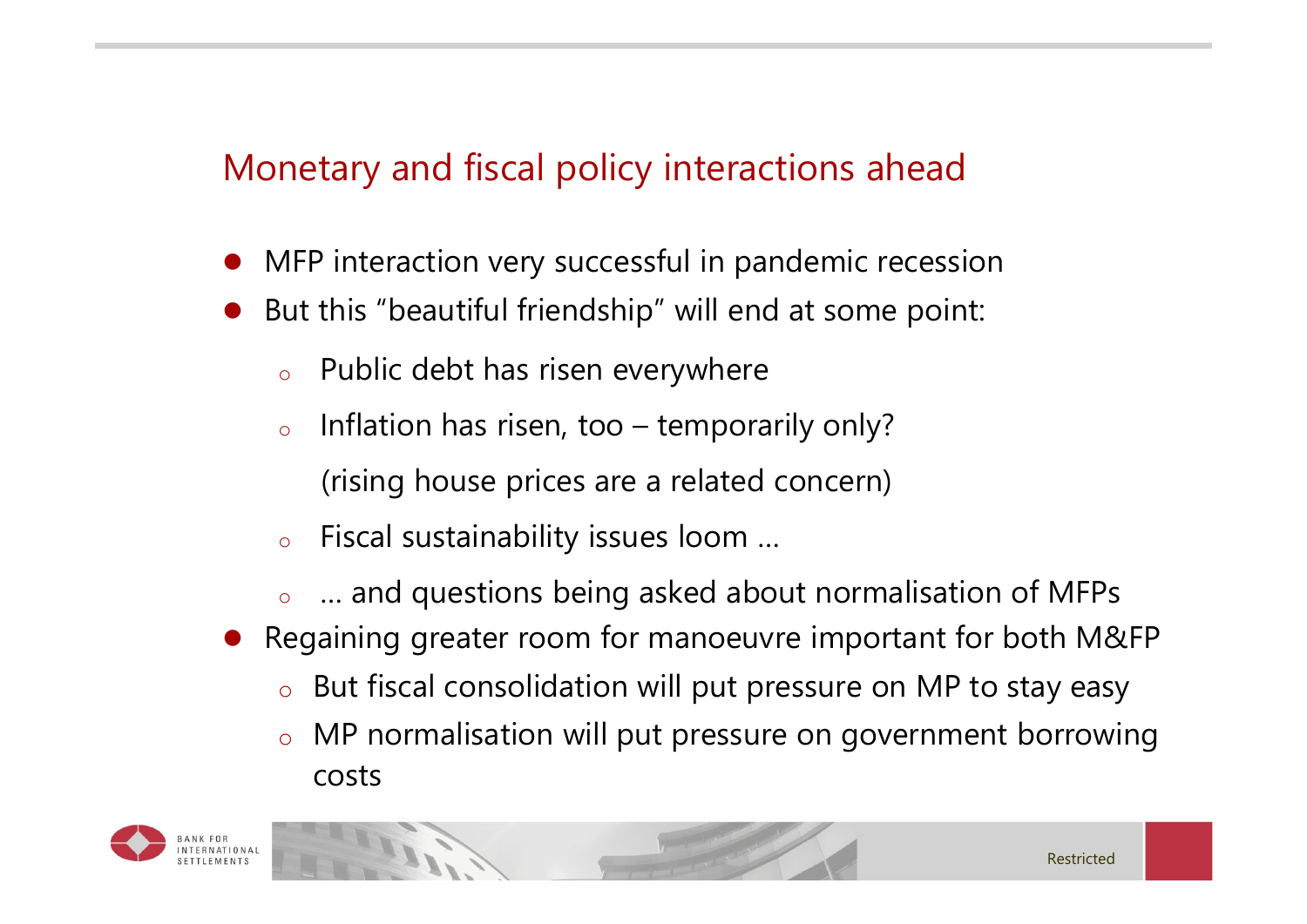## Monetary and fiscal policy interactions ahead

- MFP interaction very successful in pandemic recession
- But this "beautiful friendship" will end at some point:
  - Public debt has risen everywhere
  - Inflation has risen, too – temporarily only?

    (rising house prices are a related concern)
  - Fiscal sustainability issues loom …
  - … and questions being asked about normalisation of MFPs
- Regaining greater room for manoeuvre important for both M&FP
  - But fiscal consolidation will put pressure on MP to stay easy
  - MP normalisation will put pressure on government borrowing costs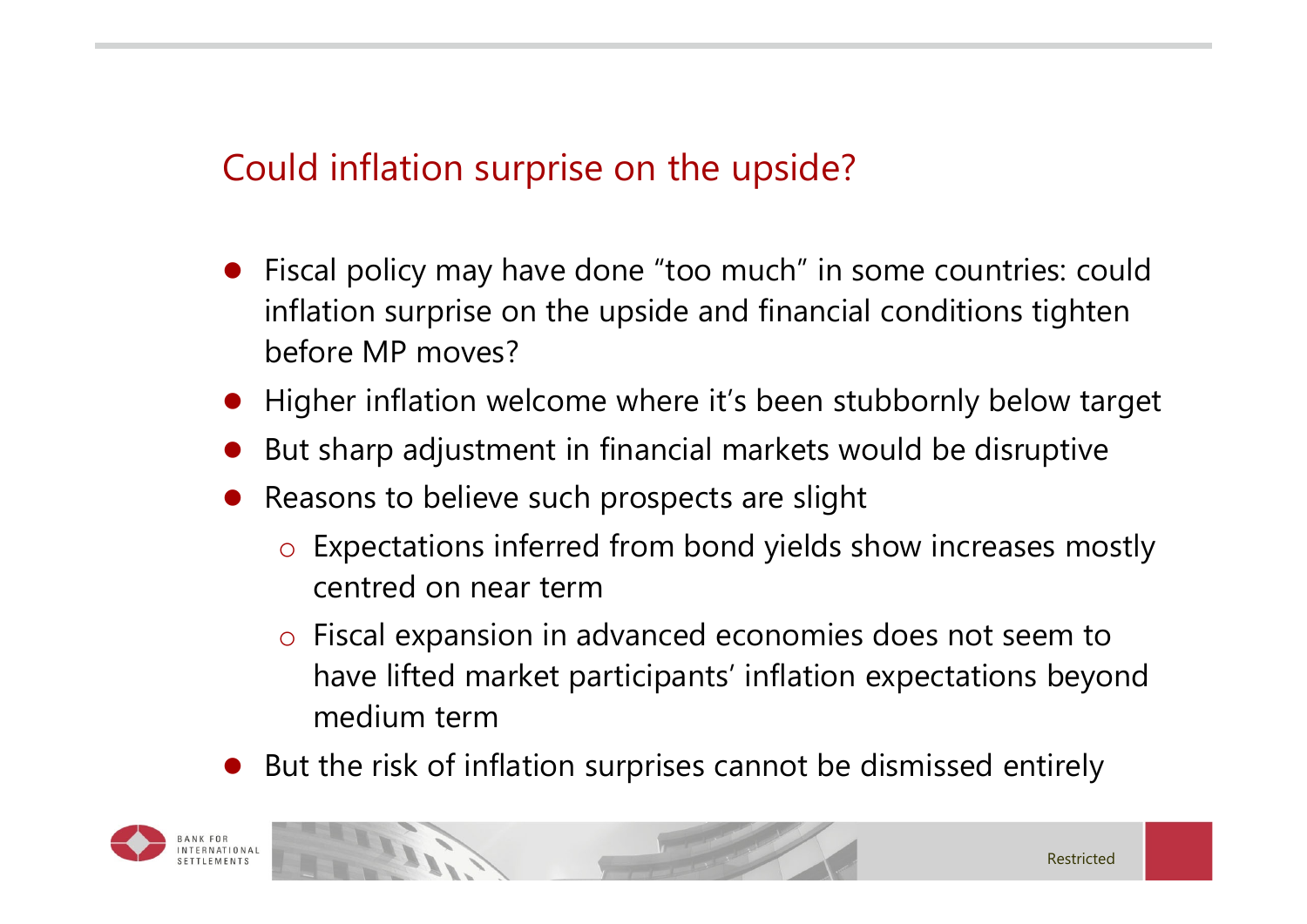## Could inflation surprise on the upside?

- Fiscal policy may have done “too much” in some countries: could inflation surprise on the upside and financial conditions tighten before MP moves?
- Higher inflation welcome where it’s been stubbornly below target
- But sharp adjustment in financial markets would be disruptive
- Reasons to believe such prospects are slight
  - Expectations inferred from bond yields show increases mostly centred on near term
  - Fiscal expansion in advanced economies does not seem to have lifted market participants’ inflation expectations beyond medium term
- But the risk of inflation surprises cannot be dismissed entirely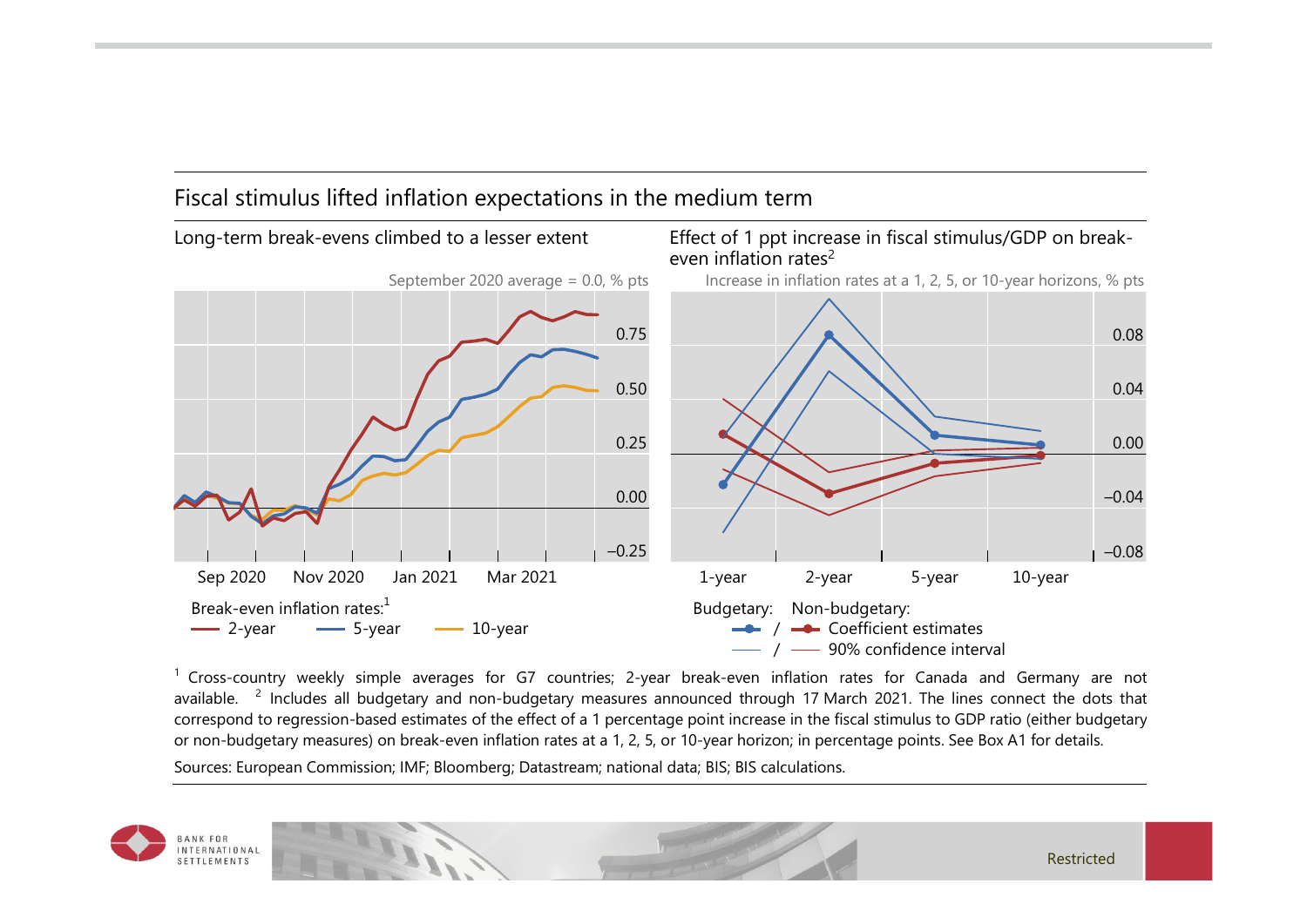## Fiscal stimulus lifted inflation expectations in the medium term

### Long-term break-evens climbed to a lesser extent

September 2020 average = 0.0, % pts

Break-even inflation rates:[1]
— 2-year — 5-year — 10-year

### Effect of 1 ppt increase in fiscal stimulus/GDP on break-even inflation rates[2]

Increase in inflation rates at a 1, 2, 5, or 10-year horizons, % pts

Budgetary: / Non-budgetary: Coefficient estimates; 90% confidence interval

[1] Cross-country weekly simple averages for G7 countries; 2-year break-even inflation rates for Canada and Germany are not available. [2] Includes all budgetary and non-budgetary measures announced through 17 March 2021. The lines connect the dots that correspond to regression-based estimates of the effect of a 1 percentage point increase in the fiscal stimulus to GDP ratio (either budgetary or non-budgetary measures) on break-even inflation rates at a 1, 2, 5, or 10-year horizon; in percentage points. See Box A1 for details.

Sources: European Commission; IMF; Bloomberg; Datastream; national data; BIS; BIS calculations.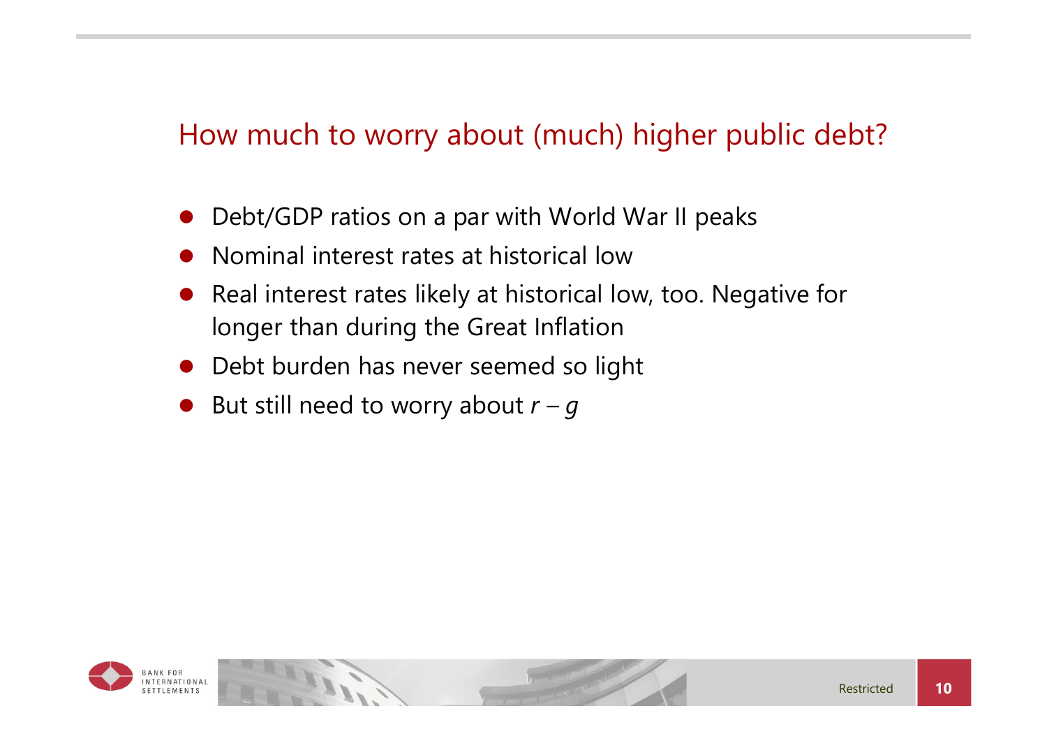## How much to worry about (much) higher public debt?

- Debt/GDP ratios on a par with World War II peaks
- Nominal interest rates at historical low
- Real interest rates likely at historical low, too. Negative for longer than during the Great Inflation
- Debt burden has never seemed so light
- But still need to worry about $r - g$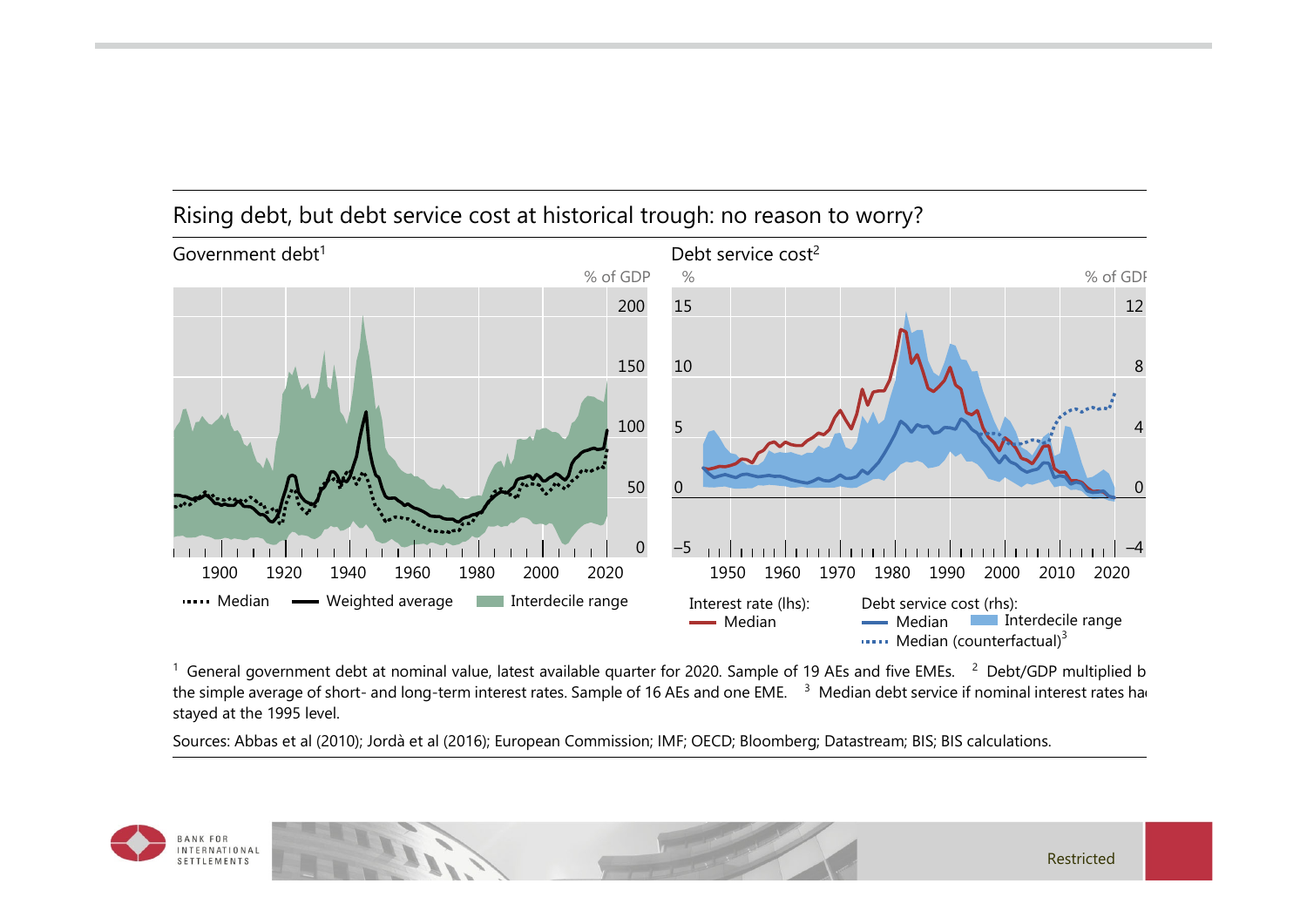## Rising debt, but debt service cost at historical trough: no reason to worry?

Government debt[1]

% of GDP

Median — Weighted average — Interdecile range

Debt service cost[2]

Interest rate (lhs): Median

Debt service cost (rhs): Median, Interdecile range, Median (counterfactual)[3]

[1] General government debt at nominal value, latest available quarter for 2020. Sample of 19 AEs and five EMEs. [2] Debt/GDP multiplied b the simple average of short- and long-term interest rates. Sample of 16 AEs and one EME. [3] Median debt service if nominal interest rates ha stayed at the 1995 level.

Sources: Abbas et al (2010); Jordà et al (2016); European Commission; IMF; OECD; Bloomberg; Datastream; BIS; BIS calculations.

Restricted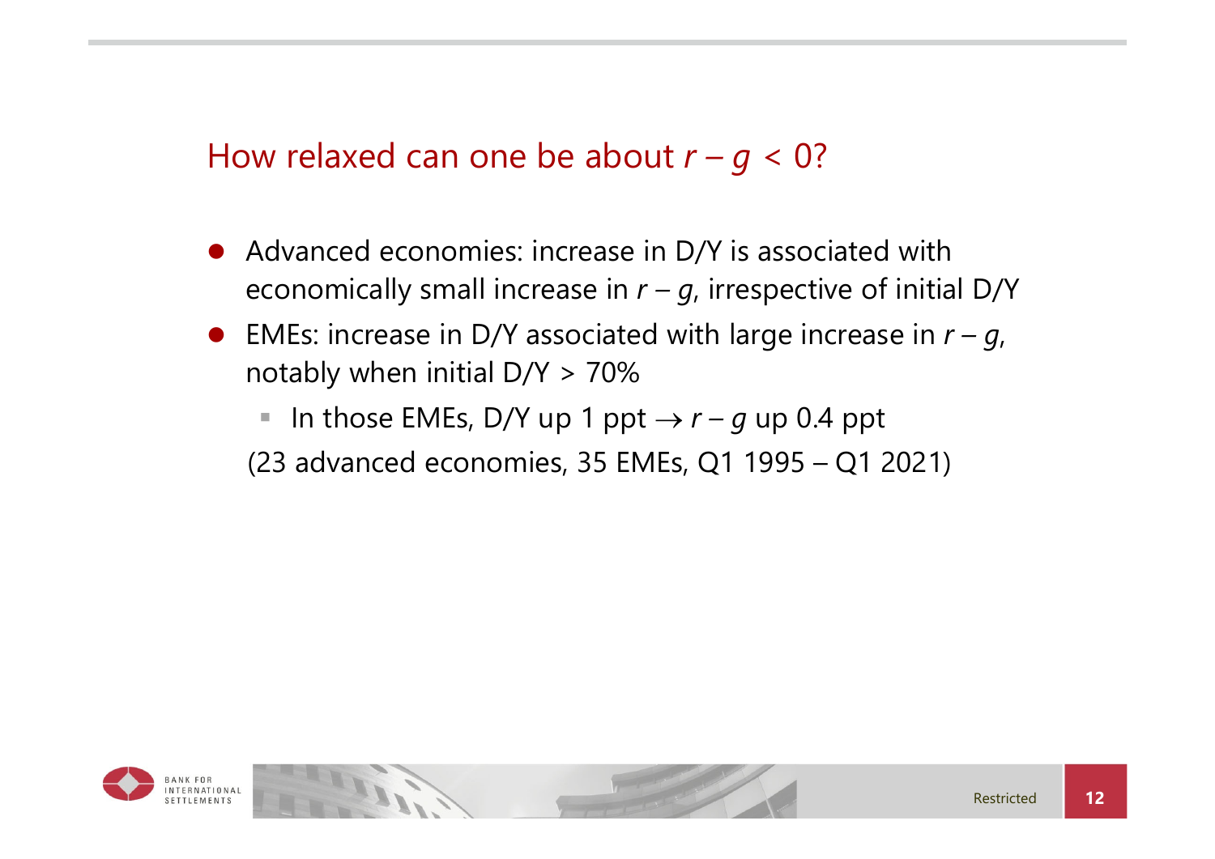## How relaxed can one be about $r - g < 0$?

- Advanced economies: increase in D/Y is associated with economically small increase in $r - g$, irrespective of initial D/Y
- EMEs: increase in D/Y associated with large increase in $r - g$, notably when initial D/Y > 70%
  - In those EMEs, D/Y up 1 ppt $\rightarrow$ $r - g$ up 0.4 ppt

  (23 advanced economies, 35 EMEs, Q1 1995 – Q1 2021)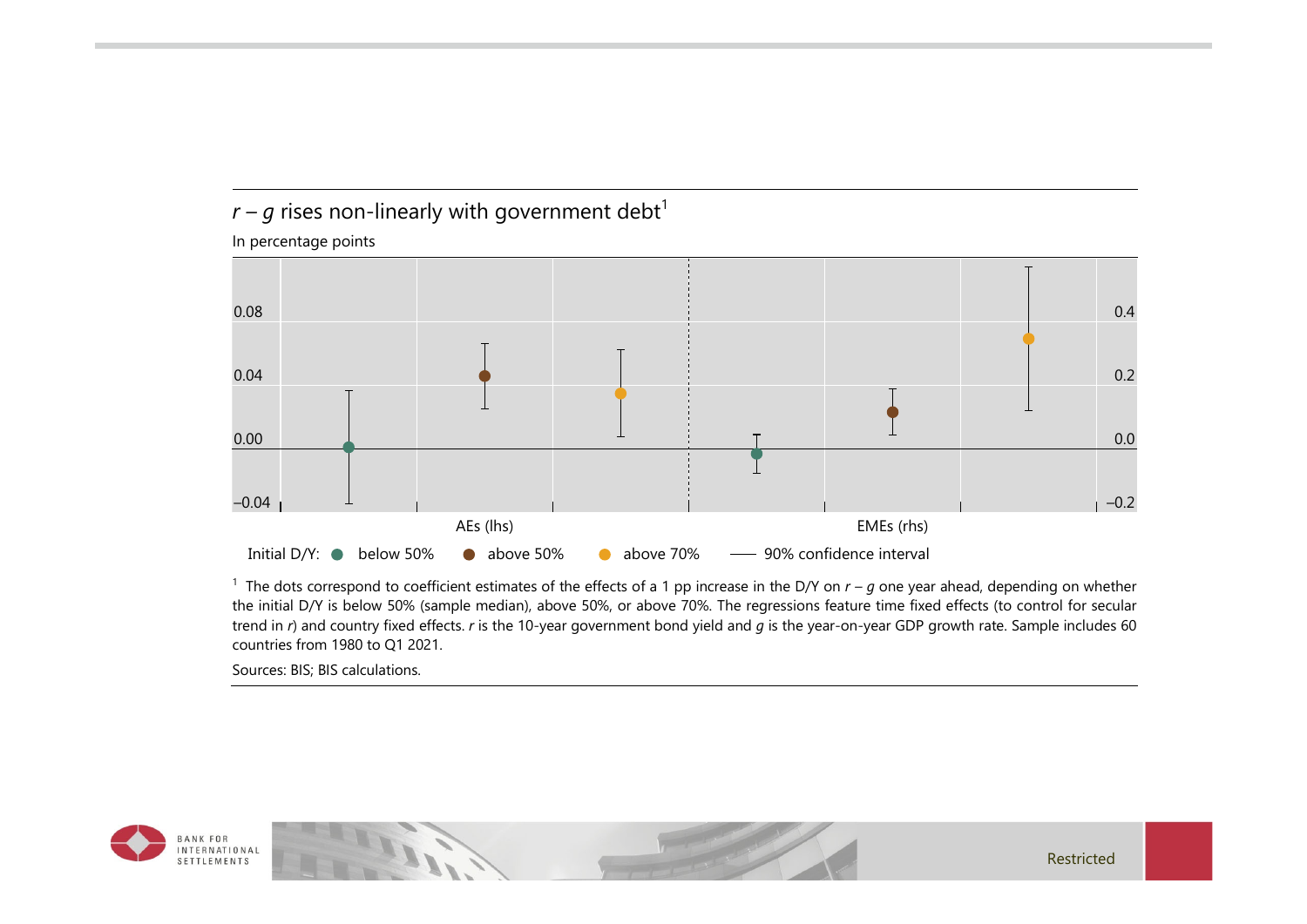## $r - g$ rises non-linearly with government debt[1]

In percentage points

| | AEs (lhs) | EMEs (rhs) |
|---|---|---|
| Axis range | −0.04 to 0.08 | −0.2 to 0.4 |

Initial D/Y: ● below 50% ● above 50% ● above 70% —— 90% confidence interval

[1] The dots correspond to coefficient estimates of the effects of a 1 pp increase in the D/Y on $r - g$ one year ahead, depending on whether the initial D/Y is below 50% (sample median), above 50%, or above 70%. The regressions feature time fixed effects (to control for secular trend in $r$) and country fixed effects. $r$ is the 10-year government bond yield and $g$ is the year-on-year GDP growth rate. Sample includes 60 countries from 1980 to Q1 2021.

Sources: BIS; BIS calculations.

Restricted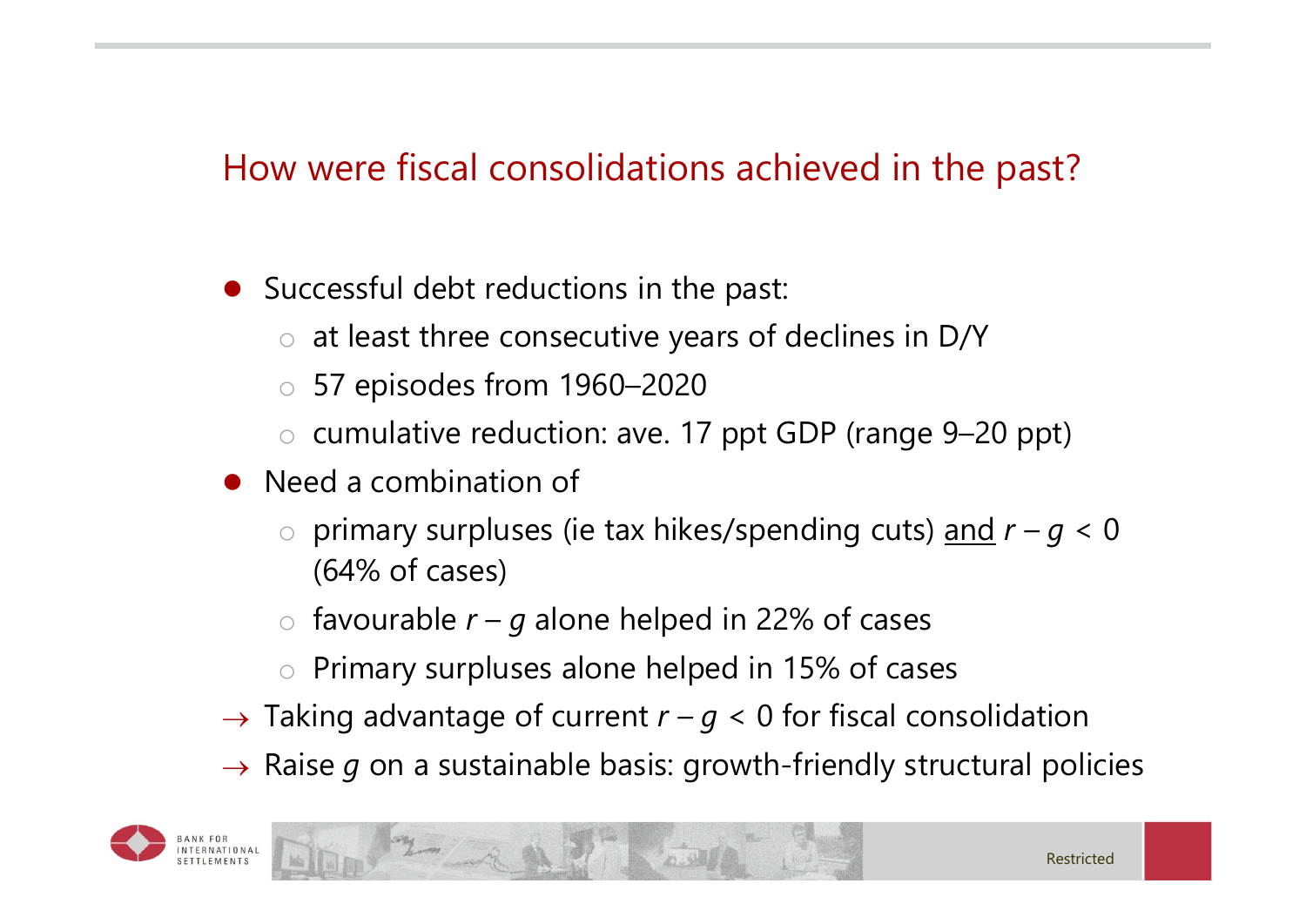## How were fiscal consolidations achieved in the past?

- Successful debt reductions in the past:
  - at least three consecutive years of declines in D/Y
  - 57 episodes from 1960–2020
  - cumulative reduction: ave. 17 ppt GDP (range 9–20 ppt)
- Need a combination of
  - primary surpluses (ie tax hikes/spending cuts) <u>and</u> $r - g < 0$ (64% of cases)
  - favourable $r - g$ alone helped in 22% of cases
  - Primary surpluses alone helped in 15% of cases

→ Taking advantage of current $r - g < 0$ for fiscal consolidation

→ Raise $g$ on a sustainable basis: growth-friendly structural policies